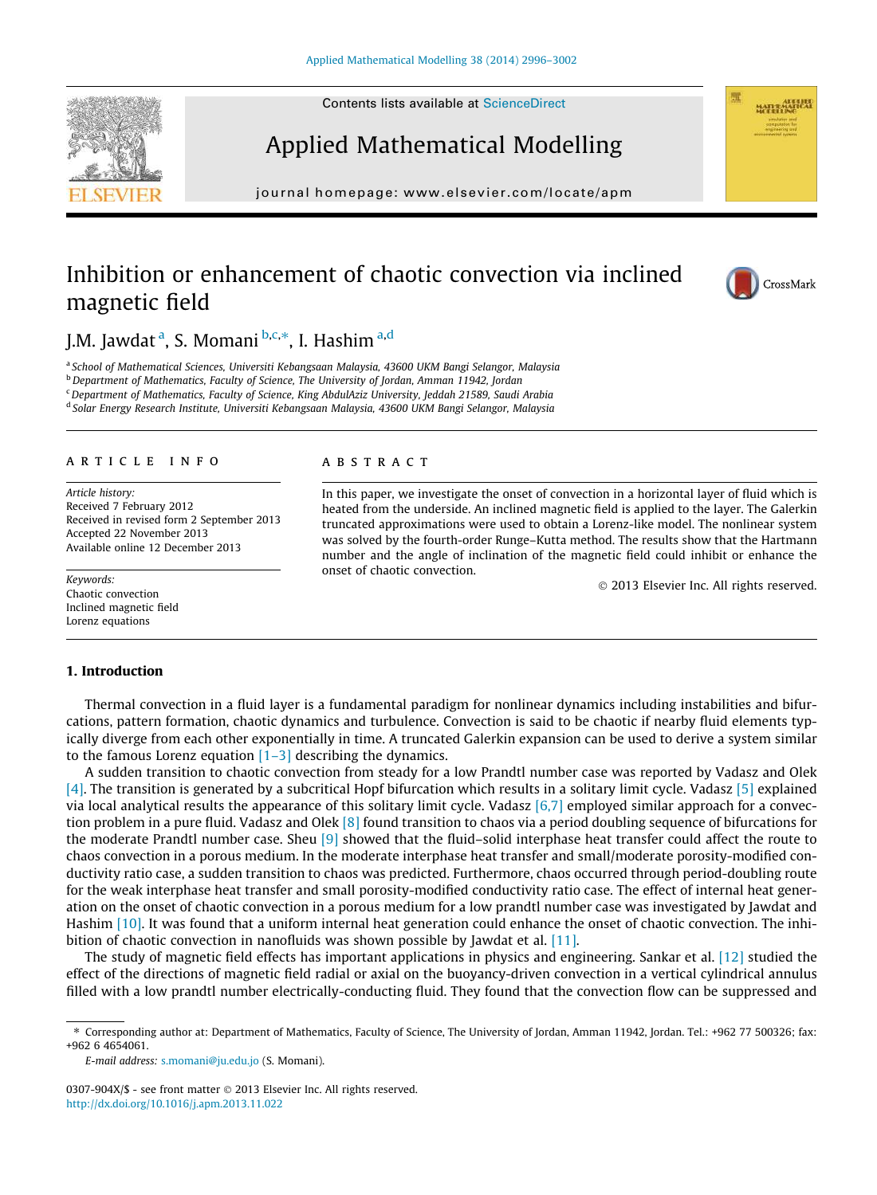# Inhibition or enhancement of chaotic convection via inclined magnetic field

J.M. Jawdat [a], S. Momani [b,c,*], I. Hashim [a,d]

[a] School of Mathematical Sciences, Universiti Kebangsaan Malaysia, 43600 UKM Bangi Selangor, Malaysia
[b] Department of Mathematics, Faculty of Science, The University of Jordan, Amman 11942, Jordan
[c] Department of Mathematics, Faculty of Science, King AbdulAziz University, Jeddah 21589, Saudi Arabia
[d] Solar Energy Research Institute, Universiti Kebangsaan Malaysia, 43600 UKM Bangi Selangor, Malaysia

## ARTICLE INFO

*Article history:*
Received 7 February 2012
Received in revised form 2 September 2013
Accepted 22 November 2013
Available online 12 December 2013

*Keywords:*
Chaotic convection
Inclined magnetic field
Lorenz equations

## ABSTRACT

In this paper, we investigate the onset of convection in a horizontal layer of fluid which is heated from the underside. An inclined magnetic field is applied to the layer. The Galerkin truncated approximations were used to obtain a Lorenz-like model. The nonlinear system was solved by the fourth-order Runge–Kutta method. The results show that the Hartmann number and the angle of inclination of the magnetic field could inhibit or enhance the onset of chaotic convection.

© 2013 Elsevier Inc. All rights reserved.

## 1. Introduction

Thermal convection in a fluid layer is a fundamental paradigm for nonlinear dynamics including instabilities and bifurcations, pattern formation, chaotic dynamics and turbulence. Convection is said to be chaotic if nearby fluid elements typically diverge from each other exponentially in time. A truncated Galerkin expansion can be used to derive a system similar to the famous Lorenz equation [1–3] describing the dynamics.

A sudden transition to chaotic convection from steady for a low Prandtl number case was reported by Vadasz and Olek [4]. The transition is generated by a subcritical Hopf bifurcation which results in a solitary limit cycle. Vadasz [5] explained via local analytical results the appearance of this solitary limit cycle. Vadasz [6,7] employed similar approach for a convection problem in a pure fluid. Vadasz and Olek [8] found transition to chaos via a period doubling sequence of bifurcations for the moderate Prandtl number case. Sheu [9] showed that the fluid–solid interphase heat transfer could affect the route to chaos convection in a porous medium. In the moderate interphase heat transfer and small/moderate porosity-modified conductivity ratio case, a sudden transition to chaos was predicted. Furthermore, chaos occurred through period-doubling route for the weak interphase heat transfer and small porosity-modified conductivity ratio case. The effect of internal heat generation on the onset of chaotic convection in a porous medium for a low prandtl number case was investigated by Jawdat and Hashim [10]. It was found that a uniform internal heat generation could enhance the onset of chaotic convection. The inhibition of chaotic convection in nanofluids was shown possible by Jawdat et al. [11].

The study of magnetic field effects has important applications in physics and engineering. Sankar et al. [12] studied the effect of the directions of magnetic field radial or axial on the buoyancy-driven convection in a vertical cylindrical annulus filled with a low prandtl number electrically-conducting fluid. They found that the convection flow can be suppressed and

* Corresponding author at: Department of Mathematics, Faculty of Science, The University of Jordan, Amman 11942, Jordan. Tel.: +962 77 500326; fax: +962 6 4654061.
E-mail address: s.momani@ju.edu.jo (S. Momani).

0307-904X/$ - see front matter © 2013 Elsevier Inc. All rights reserved.
http://dx.doi.org/10.1016/j.apm.2013.11.022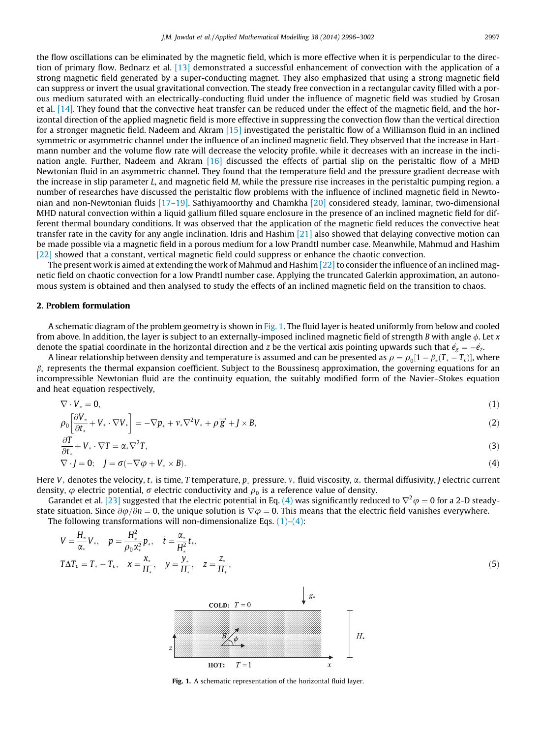the flow oscillations can be eliminated by the magnetic field, which is more effective when it is perpendicular to the direction of primary flow. Bednarz et al. [13] demonstrated a successful enhancement of convection with the application of a strong magnetic field generated by a super-conducting magnet. They also emphasized that using a strong magnetic field can suppress or invert the usual gravitational convection. The steady free convection in a rectangular cavity filled with a porous medium saturated with an electrically-conducting fluid under the influence of magnetic field was studied by Grosan et al. [14]. They found that the convective heat transfer can be reduced under the effect of the magnetic field, and the horizontal direction of the applied magnetic field is more effective in suppressing the convection flow than the vertical direction for a stronger magnetic field. Nadeem and Akram [15] investigated the peristaltic flow of a Williamson fluid in an inclined symmetric or asymmetric channel under the influence of an inclined magnetic field. They observed that the increase in Hartmann number and the volume flow rate will decrease the velocity profile, while it decreases with an increase in the inclination angle. Further, Nadeem and Akram [16] discussed the effects of partial slip on the peristaltic flow of a MHD Newtonian fluid in an asymmetric channel. They found that the temperature field and the pressure gradient decrease with the increase in slip parameter $L$, and magnetic field $M$, while the pressure rise increases in the peristaltic pumping region. a number of researches have discussed the peristaltic flow problems with the influence of inclined magnetic field in Newtonian and non-Newtonian fluids [17–19]. Sathiyamoorthy and Chamkha [20] considered steady, laminar, two-dimensional MHD natural convection within a liquid gallium filled square enclosure in the presence of an inclined magnetic field for different thermal boundary conditions. It was observed that the application of the magnetic field reduces the convective heat transfer rate in the cavity for any angle inclination. Idris and Hashim [21] also showed that delaying convective motion can be made possible via a magnetic field in a porous medium for a low Prandtl number case. Meanwhile, Mahmud and Hashim [22] showed that a constant, vertical magnetic field could suppress or enhance the chaotic convection.

The present work is aimed at extending the work of Mahmud and Hashim [22] to consider the influence of an inclined magnetic field on chaotic convection for a low Prandtl number case. Applying the truncated Galerkin approximation, an autonomous system is obtained and then analysed to study the effects of an inclined magnetic field on the transition to chaos.

## 2. Problem formulation

A schematic diagram of the problem geometry is shown in Fig. 1. The fluid layer is heated uniformly from below and cooled from above. In addition, the layer is subject to an externally-imposed inclined magnetic field of strength $B$ with angle $\phi$. Let $x$ denote the spatial coordinate in the horizontal direction and $z$ be the vertical axis pointing upwards such that $\hat{e}_g = -\hat{e}_z$.

A linear relationship between density and temperature is assumed and can be presented as $\rho = \rho_0[1 - \beta_*(T_* - T_c)]$, where $\beta_*$ represents the thermal expansion coefficient. Subject to the Boussinesq approximation, the governing equations for an incompressible Newtonian fluid are the continuity equation, the suitably modified form of the Navier–Stokes equation and heat equation respectively,

$$\nabla \cdot V_* = 0, \tag{1}$$

$$\rho_0\left[\frac{\partial V_*}{\partial t_*} + V_* \cdot \nabla V_*\right] = -\nabla p_* + \nu_* \nabla^2 V_* + \rho \vec{g} + J \times B, \tag{2}$$

$$\frac{\partial T}{\partial t_*} + V_* \cdot \nabla T = \alpha_* \nabla^2 T, \tag{3}$$

$$\nabla \cdot J = 0; \quad J = \sigma(-\nabla\varphi + V_* \times B). \tag{4}$$

Here $V_*$ denotes the velocity, $t_*$ is time, $T$ temperature, $p_*$ pressure, $\nu_*$ fluid viscosity, $\alpha_*$ thermal diffusivity, $J$ electric current density, $\varphi$ electric potential, $\sigma$ electric conductivity and $\rho_0$ is a reference value of density.

Garandet et al. [23] suggested that the electric potential in Eq. (4) was significantly reduced to $\nabla^2\varphi = 0$ for a 2-D steady-state situation. Since $\partial\varphi/\partial n = 0$, the unique solution is $\nabla\varphi = 0$. This means that the electric field vanishes everywhere.

The following transformations will non-dimensionalize Eqs. (1)–(4):

$$V = \frac{H_*}{\alpha_*}V_*, \quad p = \frac{H_*^2}{\rho_0 \alpha_*^2}p_*, \quad \hat{t} = \frac{\alpha_*}{H_*^2}t_*,$$
$$T\Delta T_c = T_* - T_c, \quad x = \frac{x_*}{H_*}, \quad y = \frac{y_*}{H_*}, \quad z = \frac{z_*}{H_*}, \tag{5}$$

**Fig. 1.** A schematic representation of the horizontal fluid layer.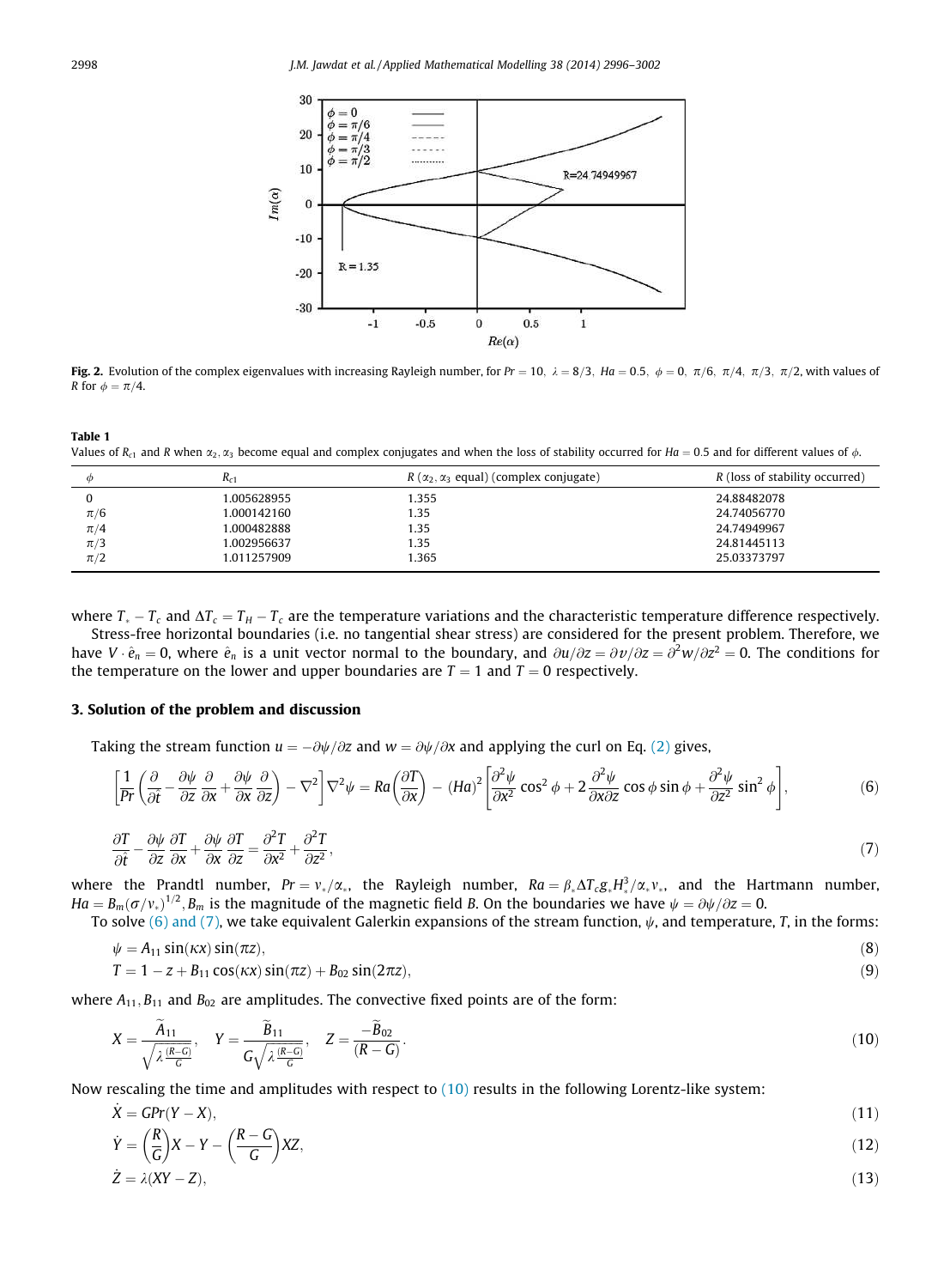**Fig. 2.** Evolution of the complex eigenvalues with increasing Rayleigh number, for $Pr = 10$, $\lambda = 8/3$, $Ha = 0.5$, $\phi = 0$, $\pi/6$, $\pi/4$, $\pi/3$, $\pi/2$, with values of $R$ for $\phi = \pi/4$.

**Table 1**
Values of $R_{c1}$ and $R$ when $\alpha_2, \alpha_3$ become equal and complex conjugates and when the loss of stability occurred for $Ha = 0.5$ and for different values of $\phi$.

| $\phi$ | $R_{c1}$ | $R$ ($\alpha_2, \alpha_3$ equal) (complex conjugate) | $R$ (loss of stability occurred) |
|---|---|---|---|
| 0 | 1.005628955 | 1.355 | 24.88482078 |
| $\pi/6$ | 1.000142160 | 1.35 | 24.74056770 |
| $\pi/4$ | 1.000482888 | 1.35 | 24.74949967 |
| $\pi/3$ | 1.002956637 | 1.35 | 24.81445113 |
| $\pi/2$ | 1.011257909 | 1.365 | 25.03373797 |

where $T_* - T_c$ and $\Delta T_c = T_H - T_c$ are the temperature variations and the characteristic temperature difference respectively.

Stress-free horizontal boundaries (i.e. no tangential shear stress) are considered for the present problem. Therefore, we have $V \cdot \hat{e}_n = 0$, where $\hat{e}_n$ is a unit vector normal to the boundary, and $\partial u/\partial z = \partial v/\partial z = \partial^2 w/\partial z^2 = 0$. The conditions for the temperature on the lower and upper boundaries are $T = 1$ and $T = 0$ respectively.

## 3. Solution of the problem and discussion

Taking the stream function $u = -\partial\psi/\partial z$ and $w = \partial\psi/\partial x$ and applying the curl on Eq. (2) gives,

$$\left[\frac{1}{Pr}\left(\frac{\partial}{\partial \tilde{t}} - \frac{\partial \psi}{\partial z}\frac{\partial}{\partial x} + \frac{\partial \psi}{\partial x}\frac{\partial}{\partial z}\right) - \nabla^2\right]\nabla^2\psi = Ra\left(\frac{\partial T}{\partial x}\right) - (Ha)^2\left[\frac{\partial^2\psi}{\partial x^2}\cos^2\phi + 2\frac{\partial^2\psi}{\partial x\partial z}\cos\phi\sin\phi + \frac{\partial^2\psi}{\partial z^2}\sin^2\phi\right], \tag{6}$$

$$\frac{\partial T}{\partial \tilde{t}} - \frac{\partial \psi}{\partial z}\frac{\partial T}{\partial x} + \frac{\partial \psi}{\partial x}\frac{\partial T}{\partial z} = \frac{\partial^2 T}{\partial x^2} + \frac{\partial^2 T}{\partial z^2}, \tag{7}$$

where the Prandtl number, $Pr = \nu_*/\alpha_*$, the Rayleigh number, $Ra = \beta_*\Delta T_c g_* H_*^3/\alpha_*\nu_*$, and the Hartmann number, $Ha = B_m(\sigma/\nu_*)^{1/2}$, $B_m$ is the magnitude of the magnetic field $B$. On the boundaries we have $\psi = \partial\psi/\partial z = 0$.

To solve (6) and (7), we take equivalent Galerkin expansions of the stream function, $\psi$, and temperature, $T$, in the forms:

$$\psi = A_{11}\sin(\kappa x)\sin(\pi z), \tag{8}$$

$$T = 1 - z + B_{11}\cos(\kappa x)\sin(\pi z) + B_{02}\sin(2\pi z), \tag{9}$$

where $A_{11}$, $B_{11}$ and $B_{02}$ are amplitudes. The convective fixed points are of the form:

$$X = \frac{\widetilde{A}_{11}}{\sqrt{\lambda\frac{(R-G)}{G}}}, \quad Y = \frac{\widetilde{B}_{11}}{G\sqrt{\lambda\frac{(R-G)}{G}}}, \quad Z = \frac{-\widetilde{B}_{02}}{(R-G)}. \tag{10}$$

Now rescaling the time and amplitudes with respect to (10) results in the following Lorentz-like system:

$$\dot{X} = GPr(Y - X), \tag{11}$$

$$\dot{Y} = \left(\frac{R}{G}\right)X - Y - \left(\frac{R-G}{G}\right)XZ, \tag{12}$$

$$\dot{Z} = \lambda(XY - Z), \tag{13}$$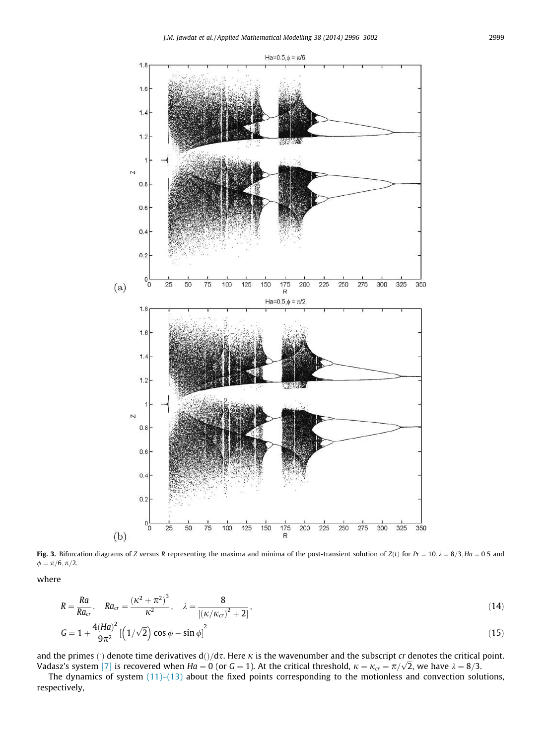**Fig. 3.** Bifurcation diagrams of $Z$ versus $R$ representing the maxima and minima of the post-transient solution of $Z(t)$ for $Pr = 10, \lambda = 8/3, Ha = 0.5$ and $\phi = \pi/6, \pi/2$.

where

$$R = \frac{Ra}{Ra_{cr}}, \quad Ra_{cr} = \frac{(\kappa^2 + \pi^2)^3}{\kappa^2}, \quad \lambda = \frac{8}{\left[(\kappa/\kappa_{cr})^2 + 2\right]}, \tag{14}$$

$$G = 1 + \frac{4(Ha)^2}{9\pi^2}\left[\left(1/\sqrt{2}\right)\cos\phi - \sin\phi\right]^2 \tag{15}$$

and the primes $(')$ denote time derivatives $\mathrm{d}()/\mathrm{d}\tau$. Here $\kappa$ is the wavenumber and the subscript $cr$ denotes the critical point. Vadasz's system [7] is recovered when $Ha = 0$ (or $G = 1$). At the critical threshold, $\kappa = \kappa_{cr} = \pi/\sqrt{2}$, we have $\lambda = 8/3$.

The dynamics of system (11)–(13) about the fixed points corresponding to the motionless and convection solutions, respectively,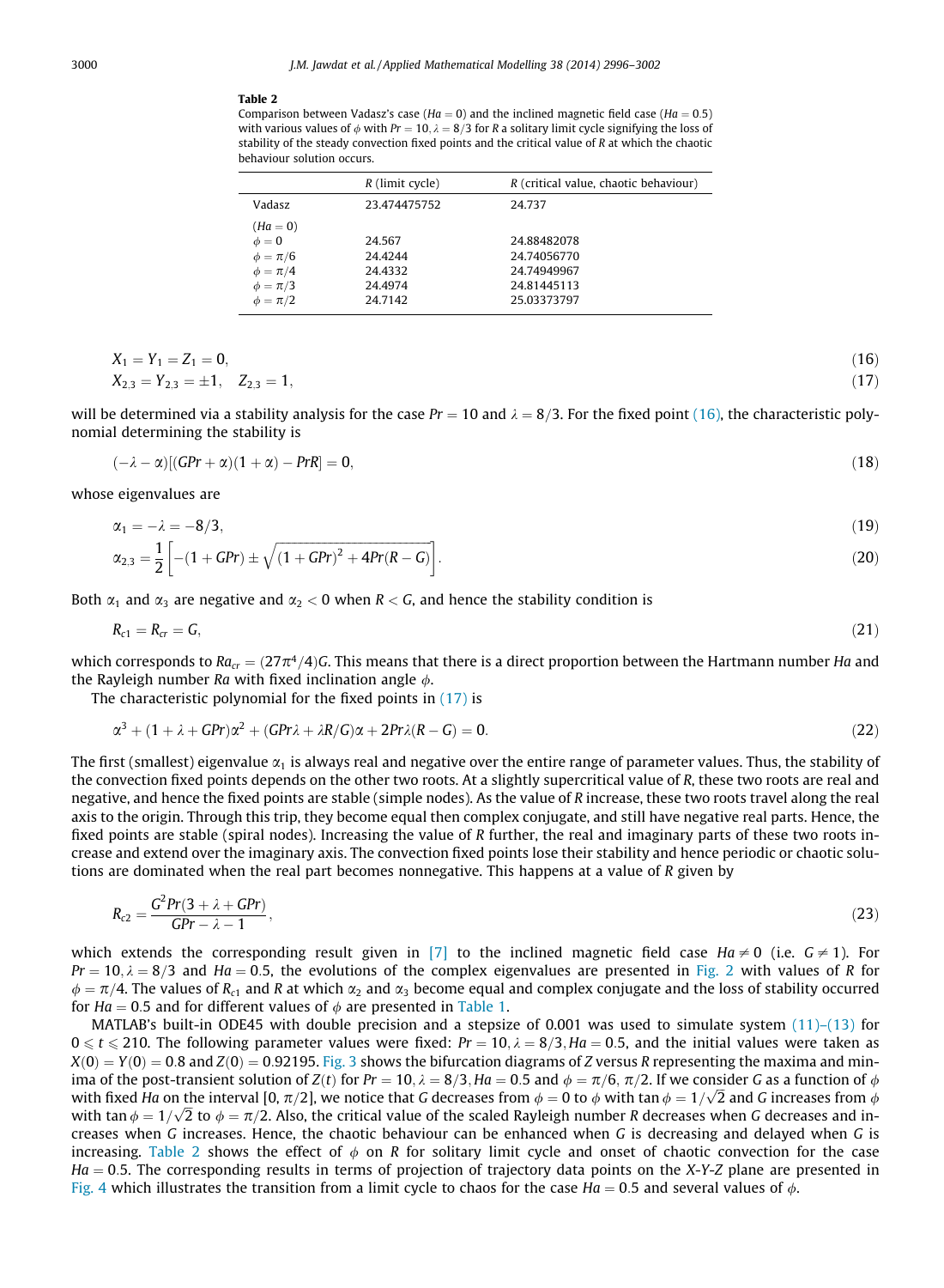**Table 2**
Comparison between Vadasz's case ($Ha = 0$) and the inclined magnetic field case ($Ha = 0.5$) with various values of $\phi$ with $Pr = 10, \lambda = 8/3$ for $R$ a solitary limit cycle signifying the loss of stability of the steady convection fixed points and the critical value of $R$ at which the chaotic behaviour solution occurs.

| | $R$ (limit cycle) | $R$ (critical value, chaotic behaviour) |
|---|---|---|
| Vadasz | 23.474475752 | 24.737 |
| ($Ha = 0$) | | |
| $\phi = 0$ | 24.567 | 24.88482078 |
| $\phi = \pi/6$ | 24.4244 | 24.74056770 |
| $\phi = \pi/4$ | 24.4332 | 24.74949967 |
| $\phi = \pi/3$ | 24.4974 | 24.81445113 |
| $\phi = \pi/2$ | 24.7142 | 25.03373797 |

$$X_1 = Y_1 = Z_1 = 0, \tag{16}$$

$$X_{2,3} = Y_{2,3} = \pm 1, \quad Z_{2,3} = 1, \tag{17}$$

will be determined via a stability analysis for the case $Pr = 10$ and $\lambda = 8/3$. For the fixed point (16), the characteristic polynomial determining the stability is

$$(-\lambda - \alpha)[(GPr + \alpha)(1 + \alpha) - PrR] = 0, \tag{18}$$

whose eigenvalues are

$$\alpha_1 = -\lambda = -8/3, \tag{19}$$

$$\alpha_{2,3} = \frac{1}{2}\left[-(1 + GPr) \pm \sqrt{(1 + GPr)^2 + 4Pr(R - G)}\right]. \tag{20}$$

Both $\alpha_1$ and $\alpha_3$ are negative and $\alpha_2 < 0$ when $R < G$, and hence the stability condition is

$$R_{c1} = R_{cr} = G, \tag{21}$$

which corresponds to $Ra_{cr} = (27\pi^4/4)G$. This means that there is a direct proportion between the Hartmann number $Ha$ and the Rayleigh number $Ra$ with fixed inclination angle $\phi$.

The characteristic polynomial for the fixed points in (17) is

$$\alpha^3 + (1 + \lambda + GPr)\alpha^2 + (GPr\lambda + \lambda R/G)\alpha + 2Pr\lambda(R - G) = 0. \tag{22}$$

The first (smallest) eigenvalue $\alpha_1$ is always real and negative over the entire range of parameter values. Thus, the stability of the convection fixed points depends on the other two roots. At a slightly supercritical value of $R$, these two roots are real and negative, and hence the fixed points are stable (simple nodes). As the value of $R$ increase, these two roots travel along the real axis to the origin. Through this trip, they become equal then complex conjugate, and still have negative real parts. Hence, the fixed points are stable (spiral nodes). Increasing the value of $R$ further, the real and imaginary parts of these two roots increase and extend over the imaginary axis. The convection fixed points lose their stability and hence periodic or chaotic solutions are dominated when the real part becomes nonnegative. This happens at a value of $R$ given by

$$R_{c2} = \frac{G^2 Pr(3 + \lambda + GPr)}{GPr - \lambda - 1}, \tag{23}$$

which extends the corresponding result given in [7] to the inclined magnetic field case $Ha \neq 0$ (i.e. $G \neq 1$). For $Pr = 10, \lambda = 8/3$ and $Ha = 0.5$, the evolutions of the complex eigenvalues are presented in Fig. 2 with values of $R$ for $\phi = \pi/4$. The values of $R_{c1}$ and $R$ at which $\alpha_2$ and $\alpha_3$ become equal and complex conjugate and the loss of stability occurred for $Ha = 0.5$ and for different values of $\phi$ are presented in Table 1.

MATLAB's built-in ODE45 with double precision and a stepsize of 0.001 was used to simulate system (11)–(13) for $0 \leqslant t \leqslant 210$. The following parameter values were fixed: $Pr = 10, \lambda = 8/3, Ha = 0.5$, and the initial values were taken as $X(0) = Y(0) = 0.8$ and $Z(0) = 0.92195$. Fig. 3 shows the bifurcation diagrams of $Z$ versus $R$ representing the maxima and minima of the post-transient solution of $Z(t)$ for $Pr = 10, \lambda = 8/3, Ha = 0.5$ and $\phi = \pi/6, \pi/2$. If we consider $G$ as a function of $\phi$ with fixed $Ha$ on the interval $[0, \pi/2]$, we notice that $G$ decreases from $\phi = 0$ to $\phi$ with $\tan\phi = 1/\sqrt{2}$ and $G$ increases from $\phi$ with $\tan\phi = 1/\sqrt{2}$ to $\phi = \pi/2$. Also, the critical value of the scaled Rayleigh number $R$ decreases when $G$ decreases and increases when $G$ increases. Hence, the chaotic behaviour can be enhanced when $G$ is decreasing and delayed when $G$ is increasing. Table 2 shows the effect of $\phi$ on $R$ for solitary limit cycle and onset of chaotic convection for the case $Ha = 0.5$. The corresponding results in terms of projection of trajectory data points on the $X$–$Y$–$Z$ plane are presented in Fig. 4 which illustrates the transition from a limit cycle to chaos for the case $Ha = 0.5$ and several values of $\phi$.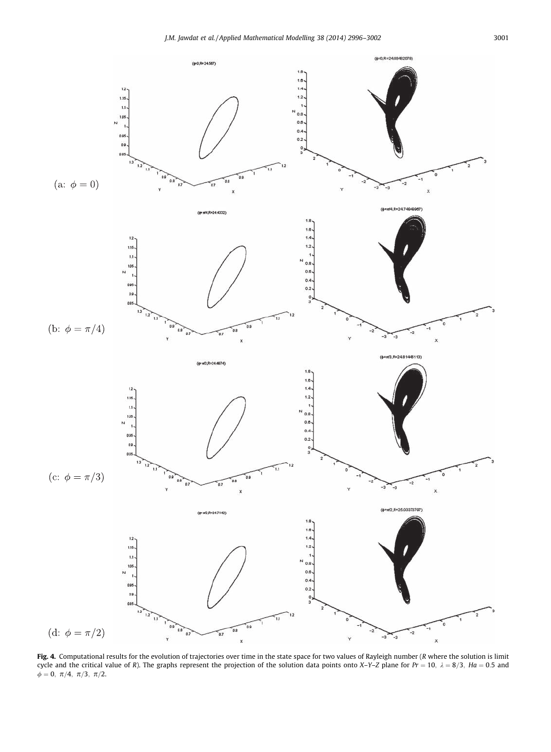**Fig. 4.** Computational results for the evolution of trajectories over time in the state space for two values of Rayleigh number ($R$ where the solution is limit cycle and the critical value of $R$). The graphs represent the projection of the solution data points onto $X$–$Y$–$Z$ plane for $Pr = 10$, $\lambda = 8/3$, $Ha = 0.5$ and $\phi = 0, \pi/4, \pi/3, \pi/2$.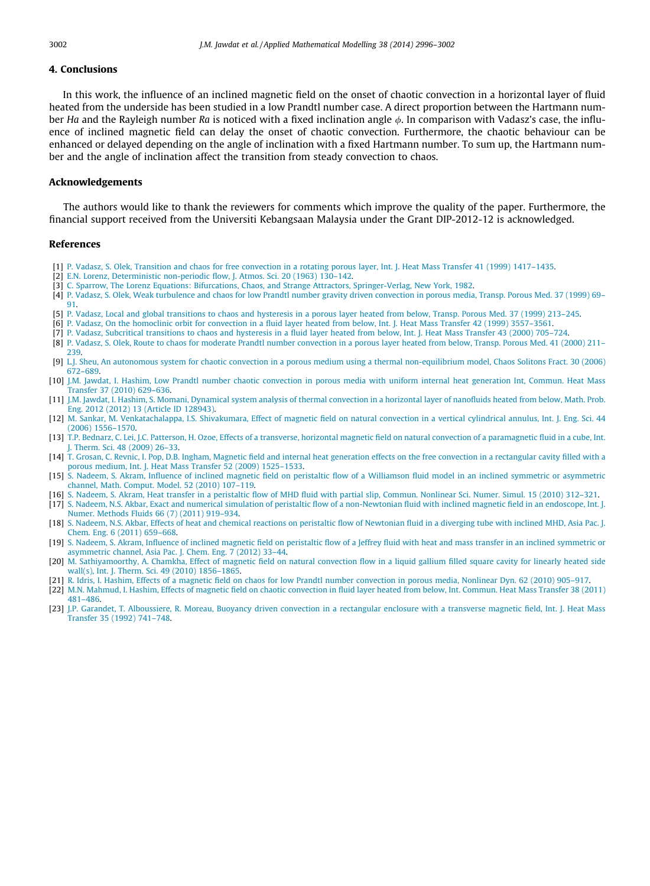## 4. Conclusions

In this work, the influence of an inclined magnetic field on the onset of chaotic convection in a horizontal layer of fluid heated from the underside has been studied in a low Prandtl number case. A direct proportion between the Hartmann number *Ha* and the Rayleigh number *Ra* is noticed with a fixed inclination angle $\phi$. In comparison with Vadasz's case, the influence of inclined magnetic field can delay the onset of chaotic convection. Furthermore, the chaotic behaviour can be enhanced or delayed depending on the angle of inclination with a fixed Hartmann number. To sum up, the Hartmann number and the angle of inclination affect the transition from steady convection to chaos.

## Acknowledgements

The authors would like to thank the reviewers for comments which improve the quality of the paper. Furthermore, the financial support received from the Universiti Kebangsaan Malaysia under the Grant DIP-2012-12 is acknowledged.

## References

[1] P. Vadasz, S. Olek, Transition and chaos for free convection in a rotating porous layer, Int. J. Heat Mass Transfer 41 (1999) 1417–1435.
[2] E.N. Lorenz, Deterministic non-periodic flow, J. Atmos. Sci. 20 (1963) 130–142.
[3] C. Sparrow, The Lorenz Equations: Bifurcations, Chaos, and Strange Attractors, Springer-Verlag, New York, 1982.
[4] P. Vadasz, S. Olek, Weak turbulence and chaos for low Prandtl number gravity driven convection in porous media, Transp. Porous Med. 37 (1999) 69–91.
[5] P. Vadasz, Local and global transitions to chaos and hysteresis in a porous layer heated from below, Transp. Porous Med. 37 (1999) 213–245.
[6] P. Vadasz, On the homoclinic orbit for convection in a fluid layer heated from below, Int. J. Heat Mass Transfer 42 (1999) 3557–3561.
[7] P. Vadasz, Subcritical transitions to chaos and hysteresis in a fluid layer heated from below, Int. J. Heat Mass Transfer 43 (2000) 705–724.
[8] P. Vadasz, S. Olek, Route to chaos for moderate Prandtl number convection in a porous layer heated from below, Transp. Porous Med. 41 (2000) 211–239.
[9] L.J. Sheu, An autonomous system for chaotic convection in a porous medium using a thermal non-equilibrium model, Chaos Solitons Fract. 30 (2006) 672–689.
[10] J.M. Jawdat, I. Hashim, Low Prandtl number chaotic convection in porous media with uniform internal heat generation Int, Commun. Heat Mass Transfer 37 (2010) 629–636.
[11] J.M. Jawdat, I. Hashim, S. Momani, Dynamical system analysis of thermal convection in a horizontal layer of nanofluids heated from below, Math. Prob. Eng. 2012 (2012) 13 (Article ID 128943).
[12] M. Sankar, M. Venkatachalappa, I.S. Shivakumara, Effect of magnetic field on natural convection in a vertical cylindrical annulus, Int. J. Eng. Sci. 44 (2006) 1556–1570.
[13] T.P. Bednarz, C. Lei, J.C. Patterson, H. Ozoe, Effects of a transverse, horizontal magnetic field on natural convection of a paramagnetic fluid in a cube, Int. J. Therm. Sci. 48 (2009) 26–33.
[14] T. Grosan, C. Revnic, I. Pop, D.B. Ingham, Magnetic field and internal heat generation effects on the free convection in a rectangular cavity filled with a porous medium, Int. J. Heat Mass Transfer 52 (2009) 1525–1533.
[15] S. Nadeem, S. Akram, Influence of inclined magnetic field on peristaltic flow of a Williamson fluid model in an inclined symmetric or asymmetric channel, Math. Comput. Model. 52 (2010) 107–119.
[16] S. Nadeem, S. Akram, Heat transfer in a peristaltic flow of MHD fluid with partial slip, Commun. Nonlinear Sci. Numer. Simul. 15 (2010) 312–321.
[17] S. Nadeem, N.S. Akbar, Exact and numerical simulation of peristaltic flow of a non-Newtonian fluid with inclined magnetic field in an endoscope, Int. J. Numer. Methods Fluids 66 (7) (2011) 919–934.
[18] S. Nadeem, N.S. Akbar, Effects of heat and chemical reactions on peristaltic flow of Newtonian fluid in a diverging tube with inclined MHD, Asia Pac. J. Chem. Eng. 6 (2011) 659–668.
[19] S. Nadeem, S. Akram, Influence of inclined magnetic field on peristaltic flow of a Jeffrey fluid with heat and mass transfer in an inclined symmetric or asymmetric channel, Asia Pac. J. Chem. Eng. 7 (2012) 33–44.
[20] M. Sathiyamoorthy, A. Chamkha, Effect of magnetic field on natural convection flow in a liquid gallium filled square cavity for linearly heated side wall(s), Int. J. Therm. Sci. 49 (2010) 1856–1865.
[21] R. Idris, I. Hashim, Effects of a magnetic field on chaos for low Prandtl number convection in porous media, Nonlinear Dyn. 62 (2010) 905–917.
[22] M.N. Mahmud, I. Hashim, Effects of magnetic field on chaotic convection in fluid layer heated from below, Int. Commun. Heat Mass Transfer 38 (2011) 481–486.
[23] J.P. Garandet, T. Alboussiere, R. Moreau, Buoyancy driven convection in a rectangular enclosure with a transverse magnetic field, Int. J. Heat Mass Transfer 35 (1992) 741–748.